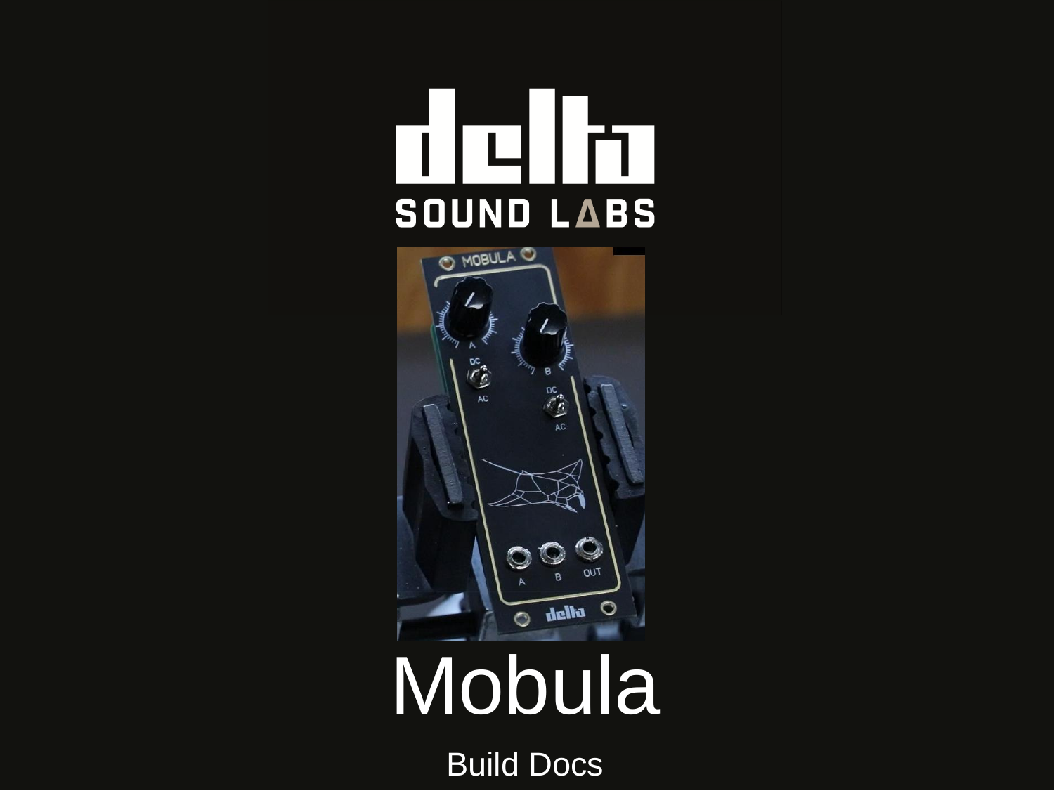# Mobula

Build Docs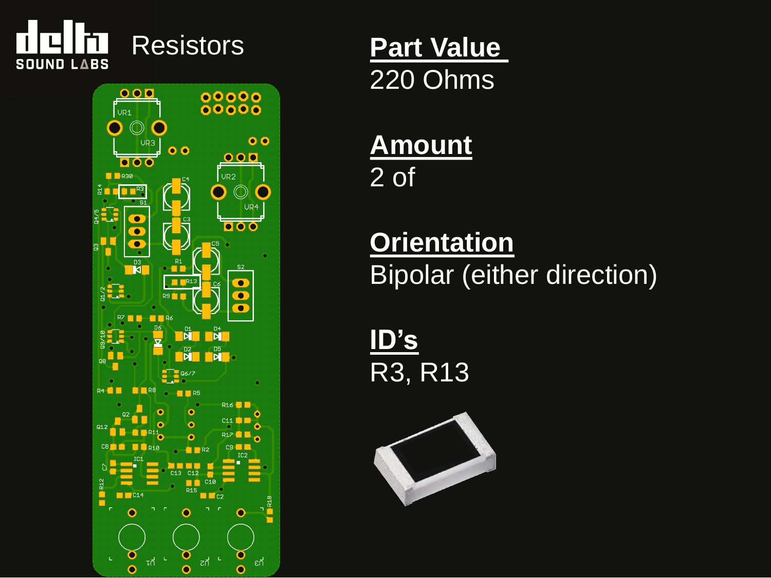# Resistors

**Part Value**
220 Ohms

**Amount**
2 of

**Orientation**
Bipolar (either direction)

**ID's**
R3, R13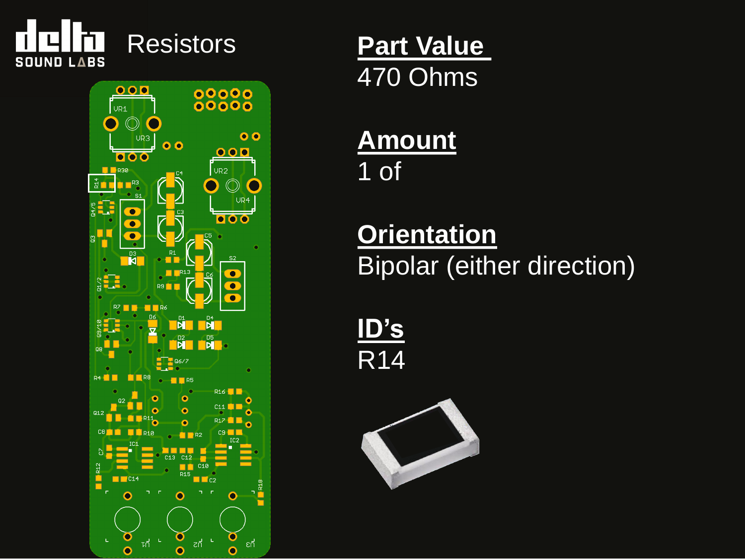# Resistors

## Part Value
470 Ohms

## Amount
1 of

## Orientation
Bipolar (either direction)

## ID's
R14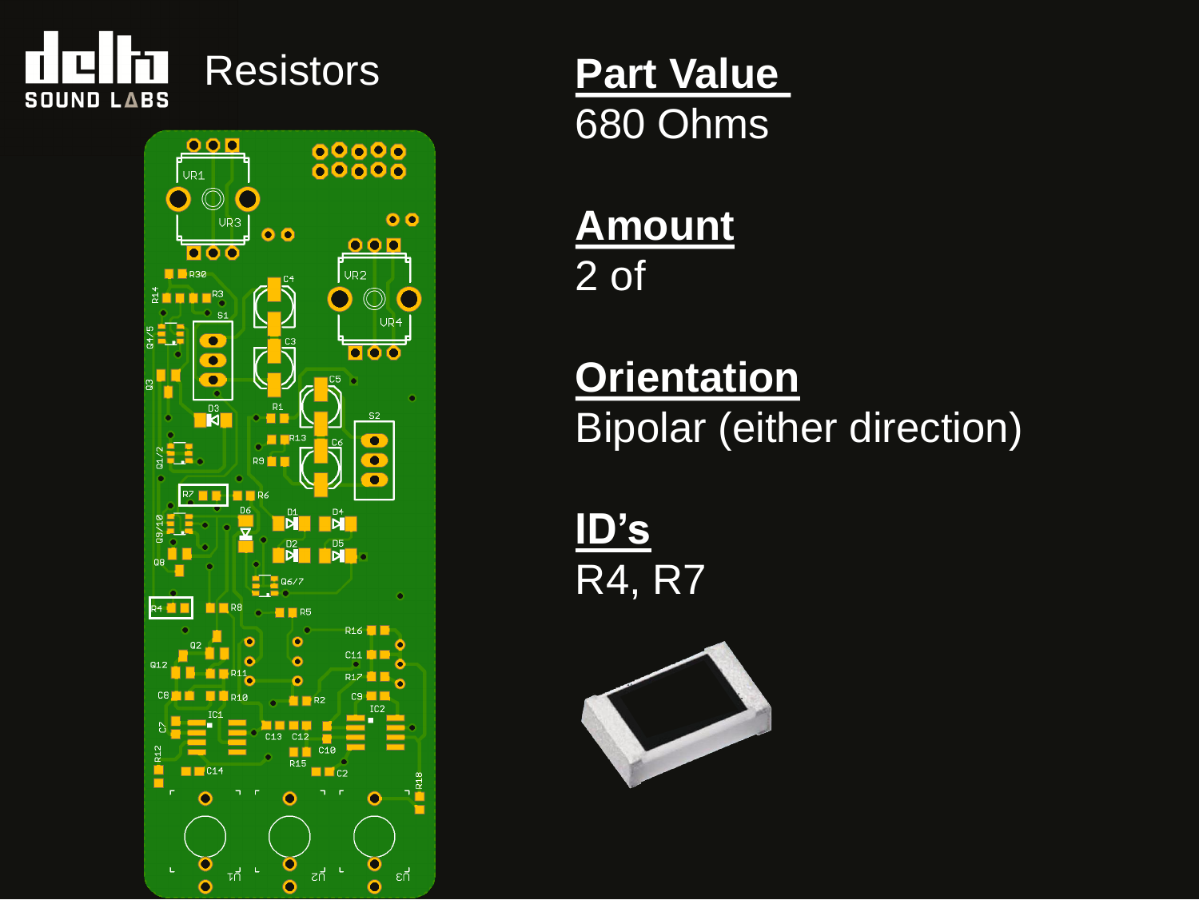# Resistors

**Part Value**
680 Ohms

**Amount**
2 of

**Orientation**
Bipolar (either direction)

**ID's**
R4, R7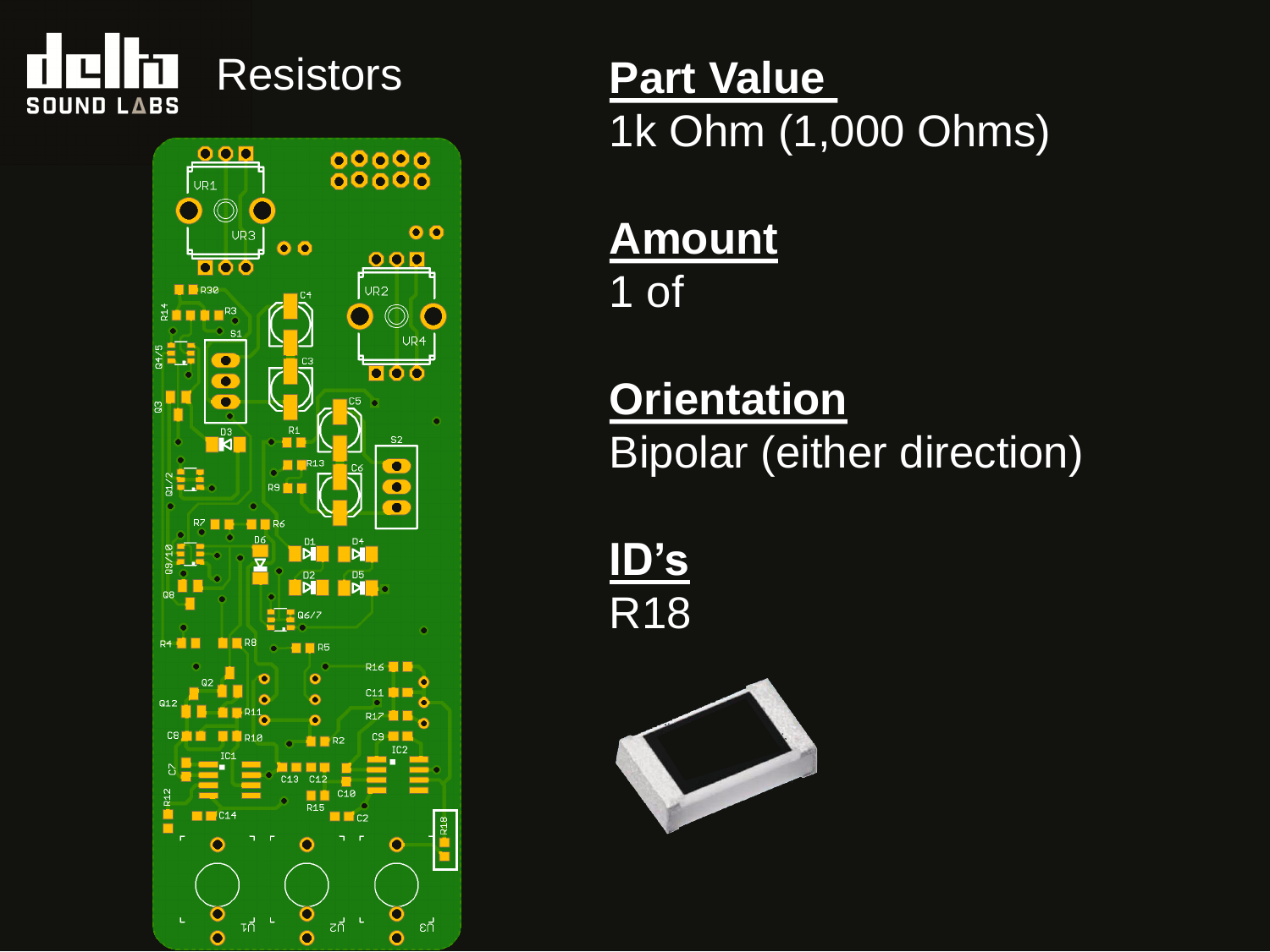# Resistors

**Part Value**
1k Ohm (1,000 Ohms)

**Amount**
1 of

**Orientation**
Bipolar (either direction)

**ID's**
R18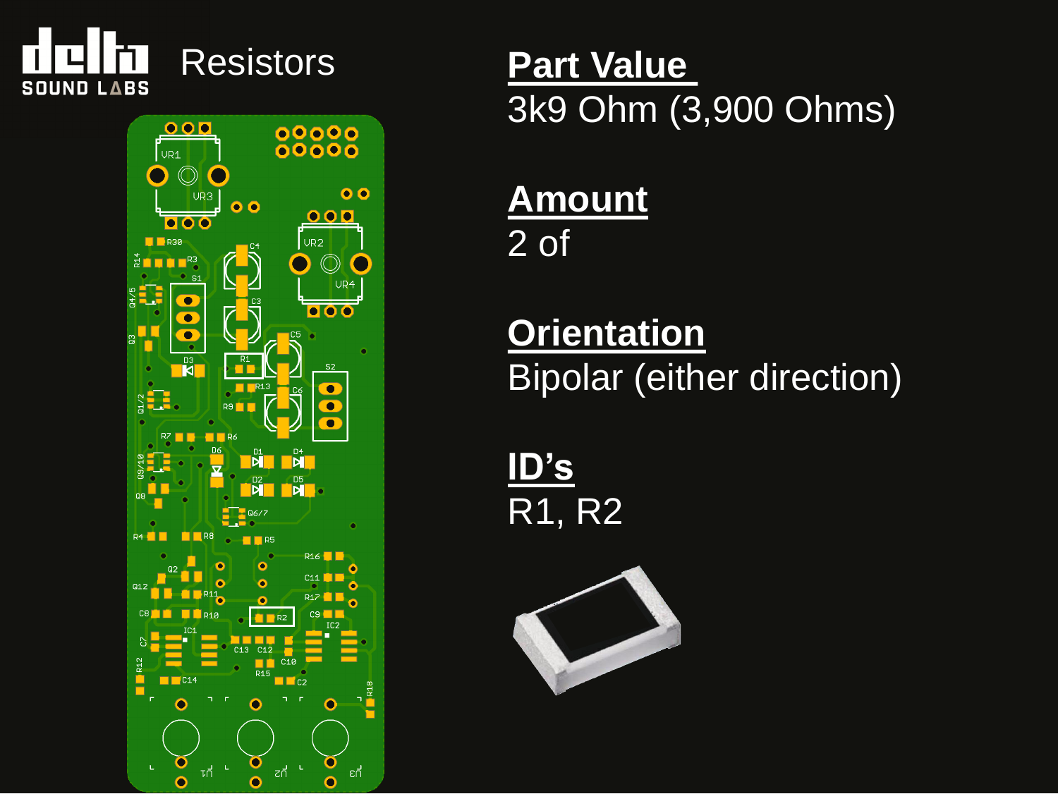# Resistors

**Part Value**
3k9 Ohm (3,900 Ohms)

**Amount**
2 of

**Orientation**
Bipolar (either direction)

**ID's**
R1, R2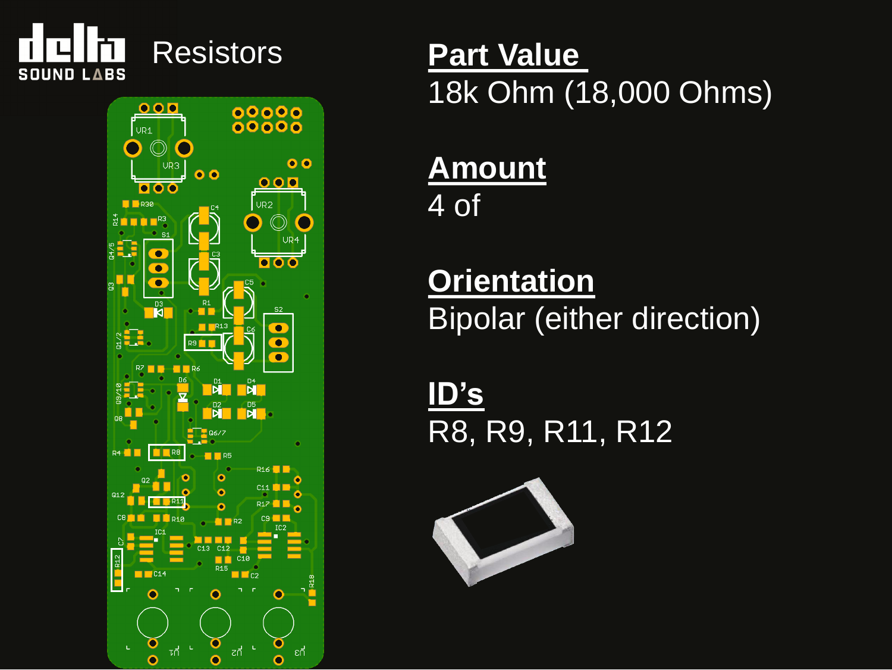# Resistors

**Part Value**
18k Ohm (18,000 Ohms)

**Amount**
4 of

**Orientation**
Bipolar (either direction)

**ID's**
R8, R9, R11, R12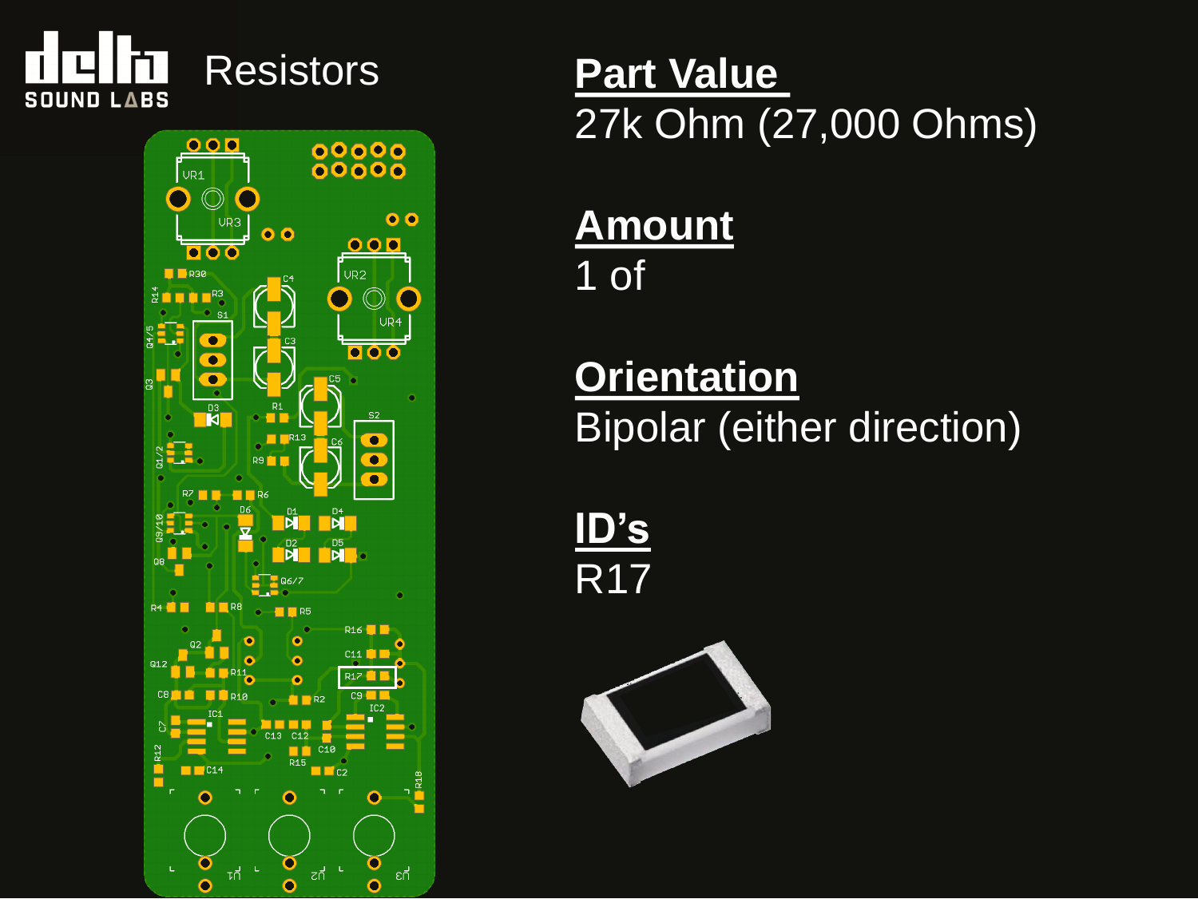# Resistors

## Part Value

27k Ohm (27,000 Ohms)

## Amount

1 of

## Orientation

Bipolar (either direction)

## ID's

R17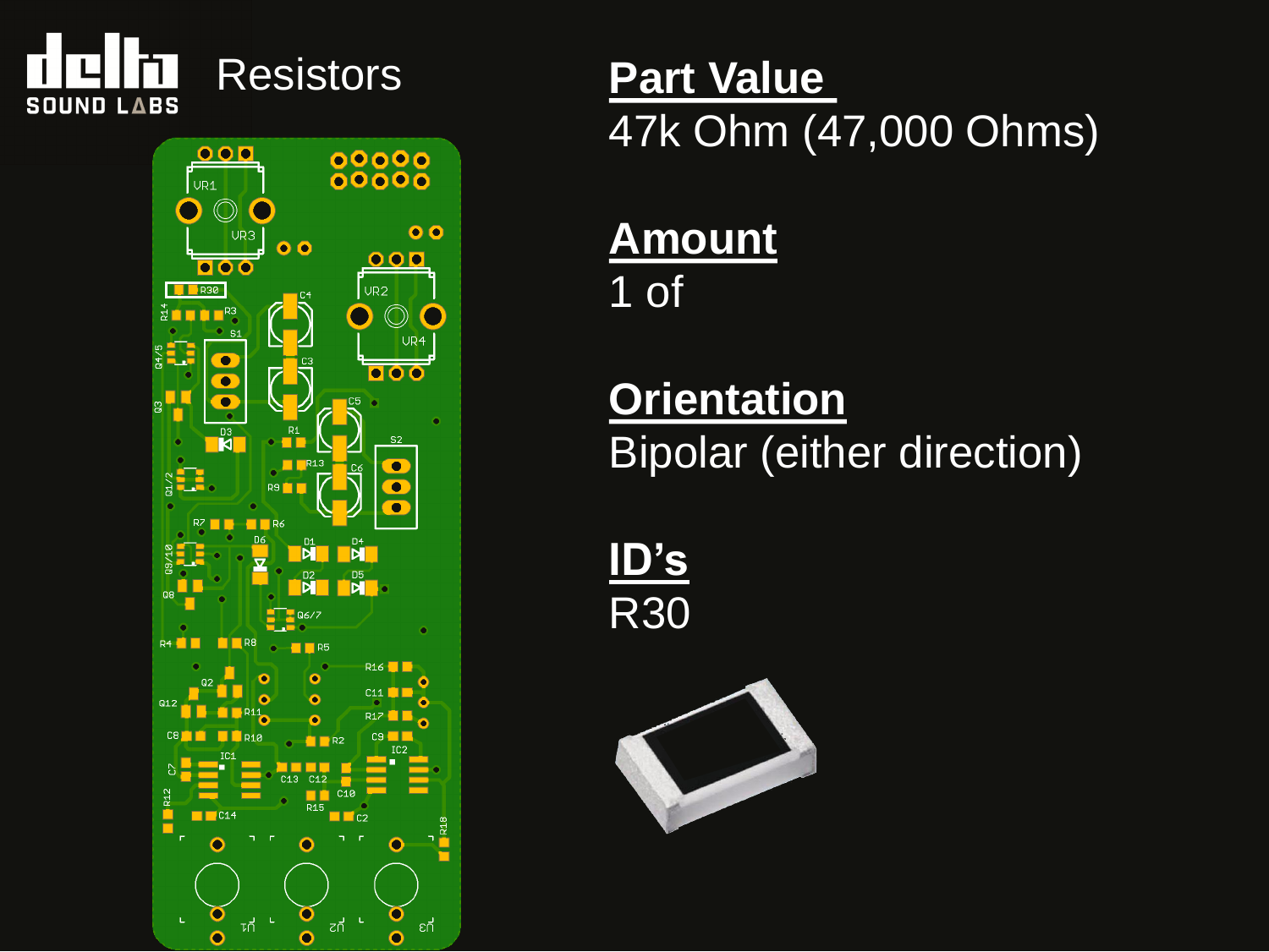# Resistors

**Part Value**
47k Ohm (47,000 Ohms)

**Amount**
1 of

**Orientation**
Bipolar (either direction)

**ID's**
R30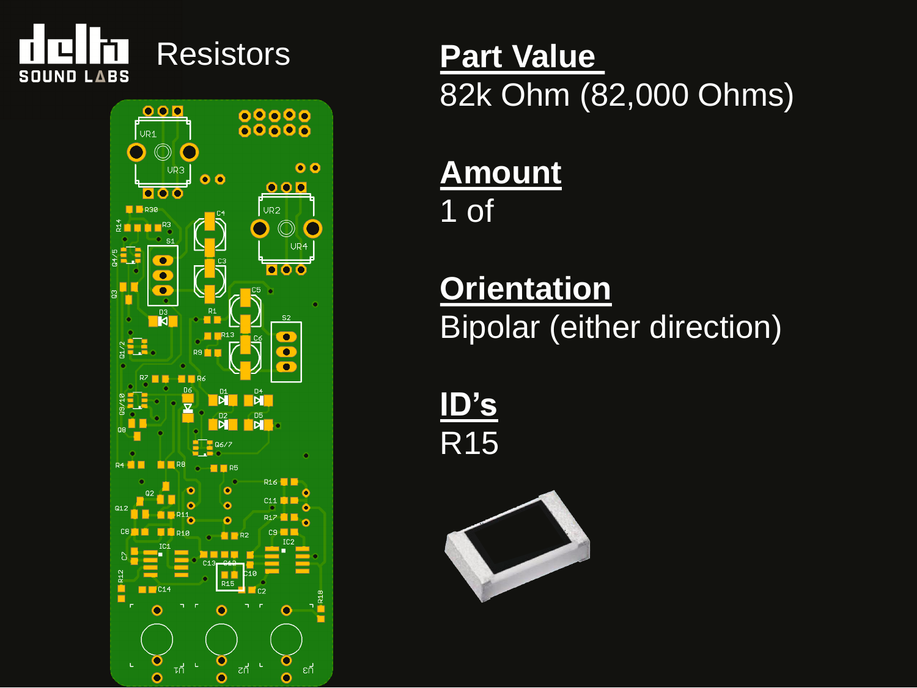# Resistors

## Part Value

82k Ohm (82,000 Ohms)

## Amount

1 of

## Orientation

Bipolar (either direction)

## ID's

R15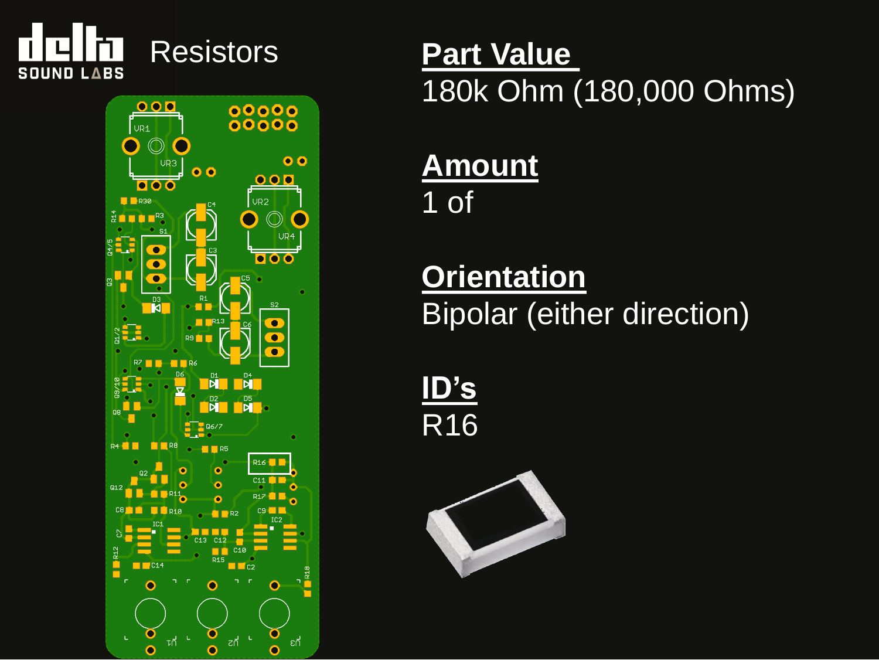# Resistors

**Part Value**

180k Ohm (180,000 Ohms)

**Amount**

1 of

**Orientation**

Bipolar (either direction)

**ID's**

R16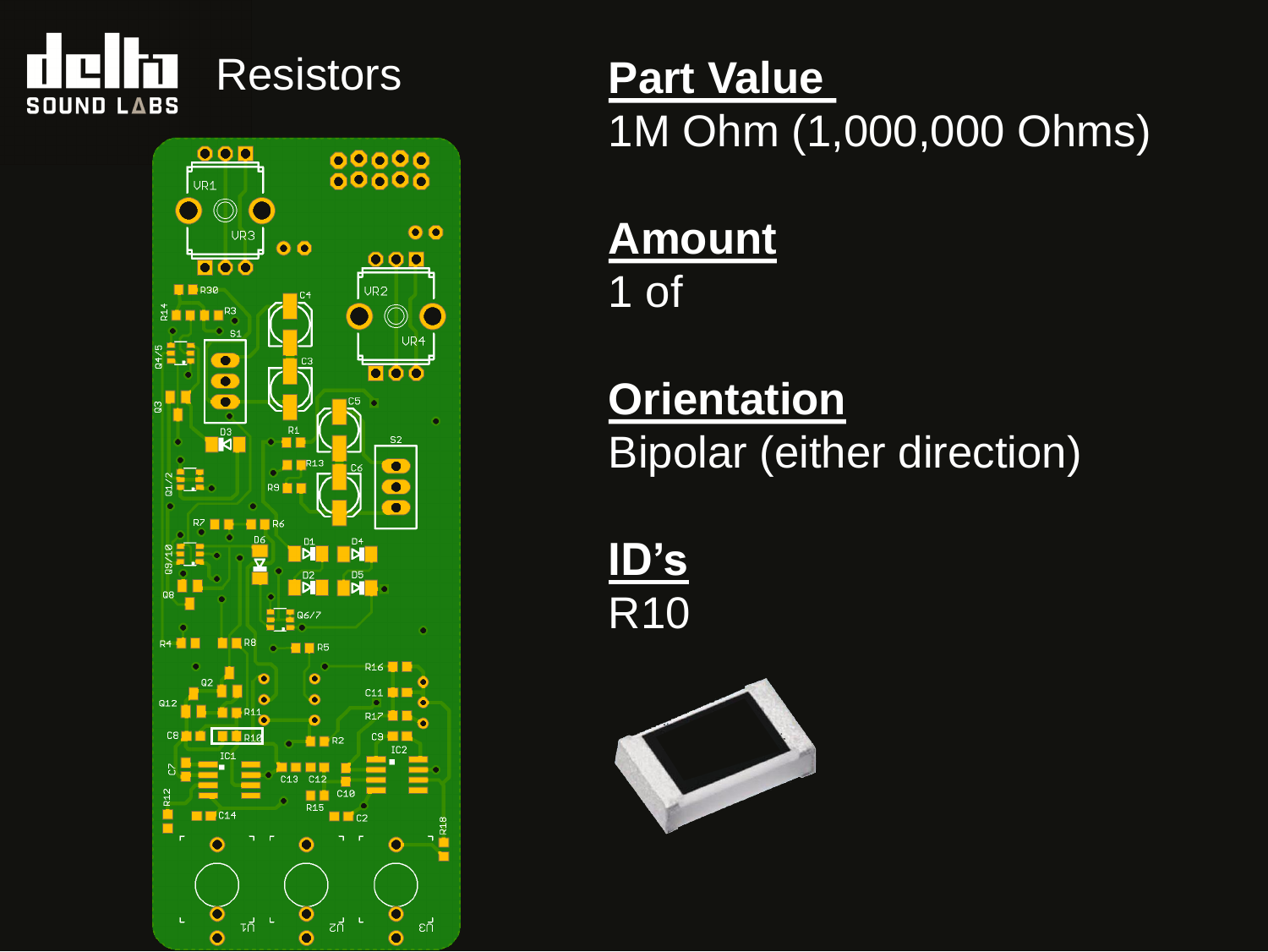# Resistors

**Part Value**
1M Ohm (1,000,000 Ohms)

**Amount**
1 of

**Orientation**
Bipolar (either direction)

**ID's**
R10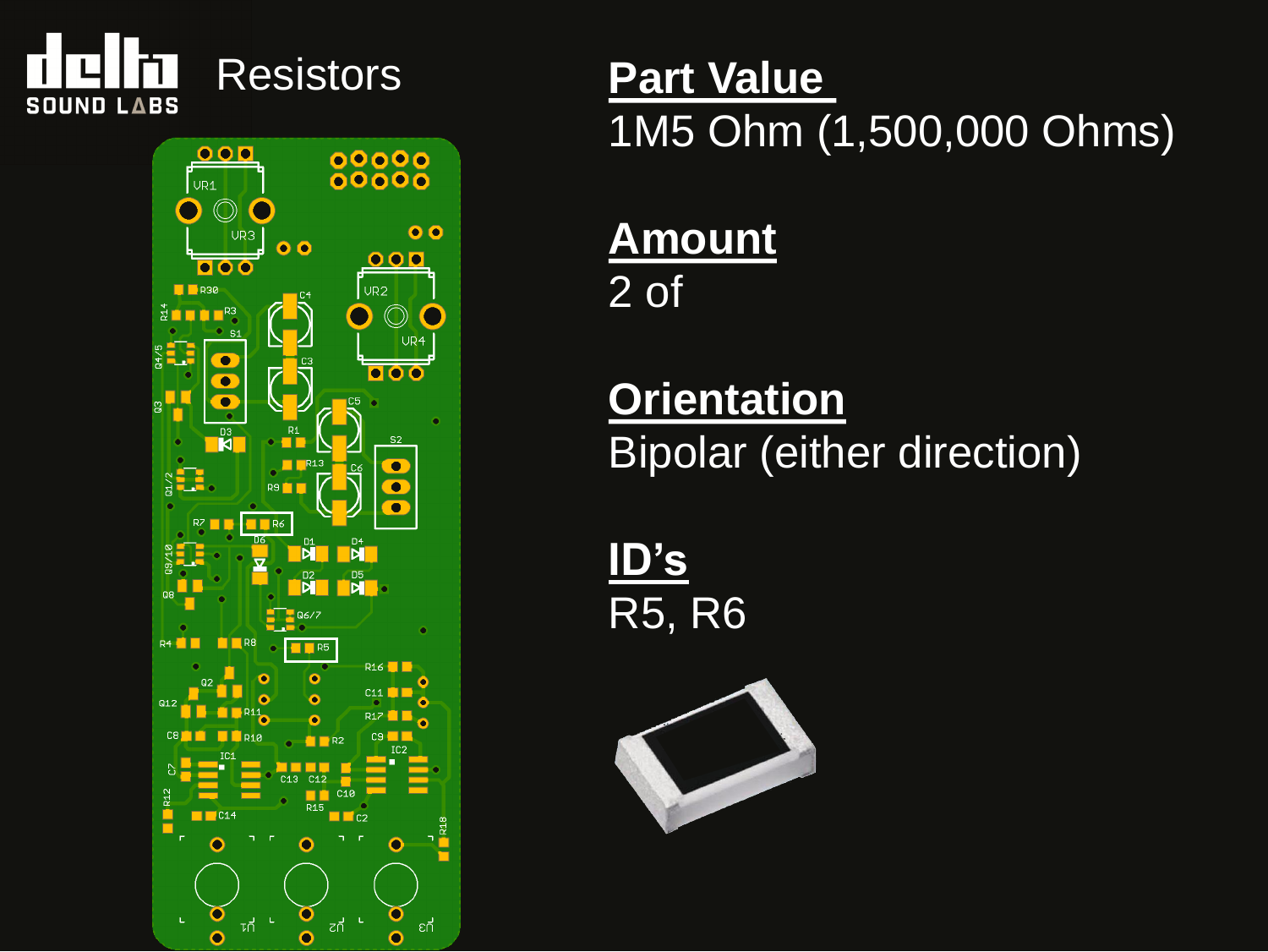# Resistors

**Part Value**

1M5 Ohm (1,500,000 Ohms)

**Amount**

2 of

**Orientation**

Bipolar (either direction)

**ID's**

R5, R6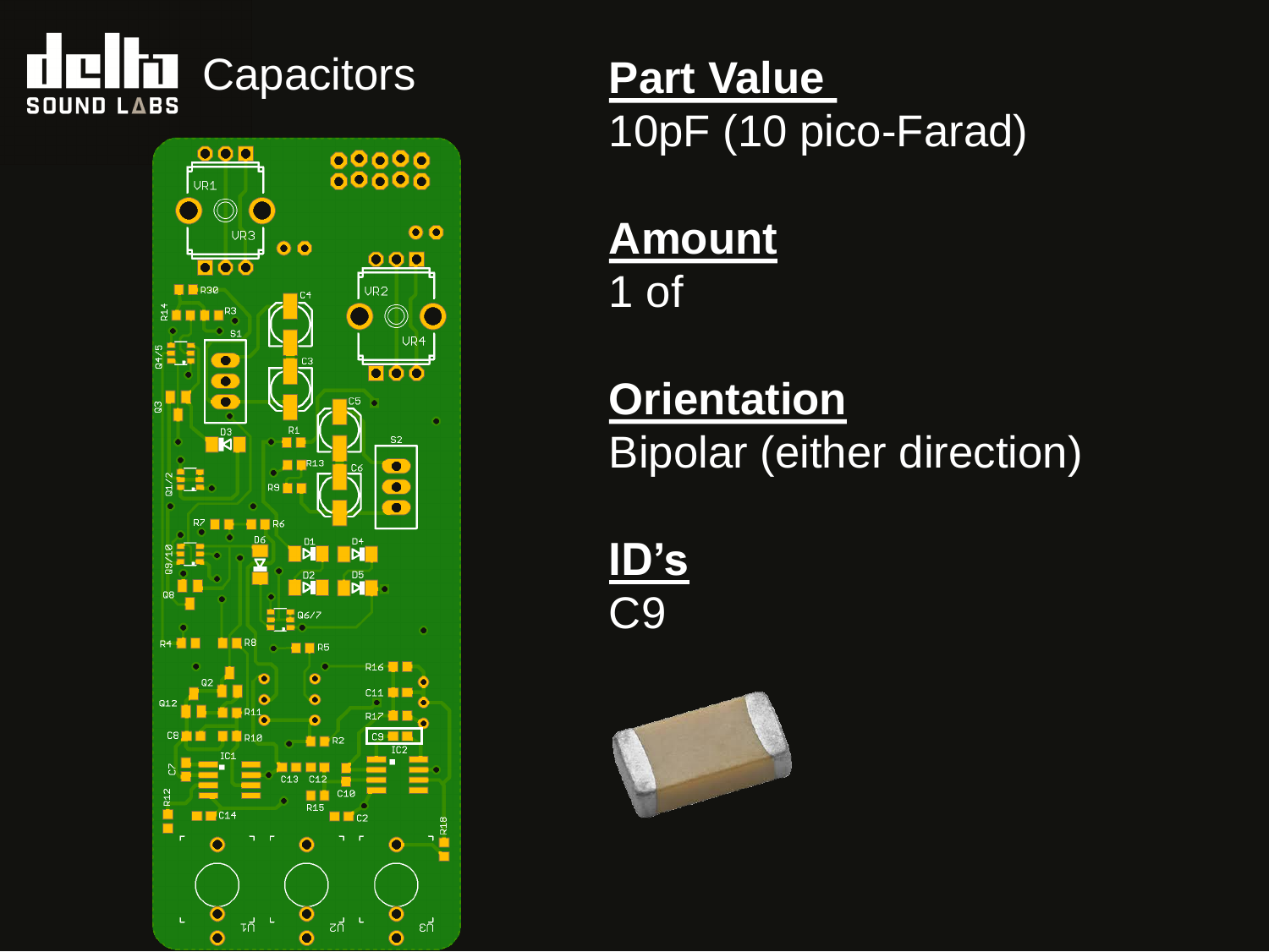Capacitors

**Part Value**
10pF (10 pico-Farad)

**Amount**
1 of

**Orientation**
Bipolar (either direction)

**ID's**
C9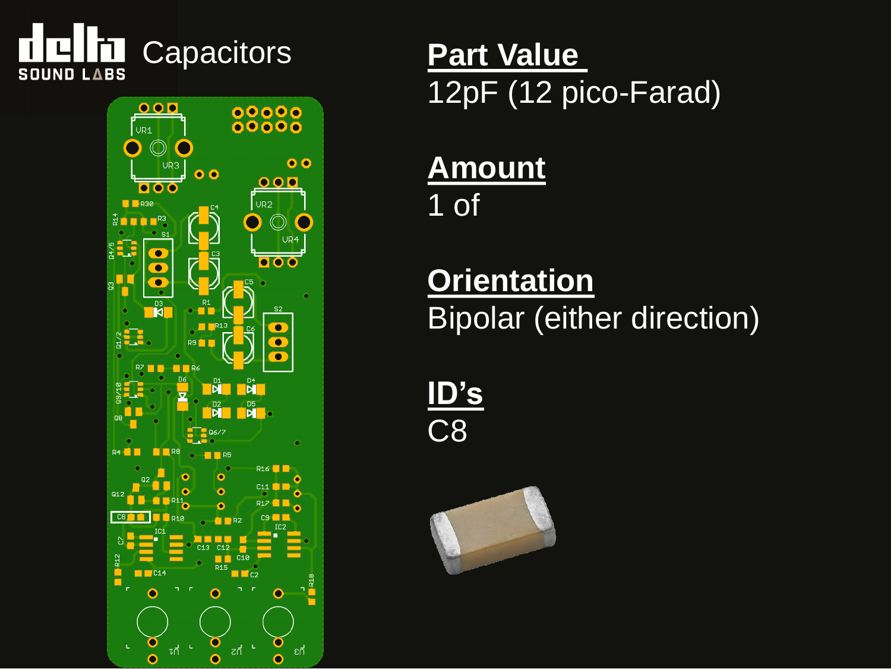# Capacitors

## Part Value

12pF (12 pico-Farad)

## Amount

1 of

## Orientation

Bipolar (either direction)

## ID's

C8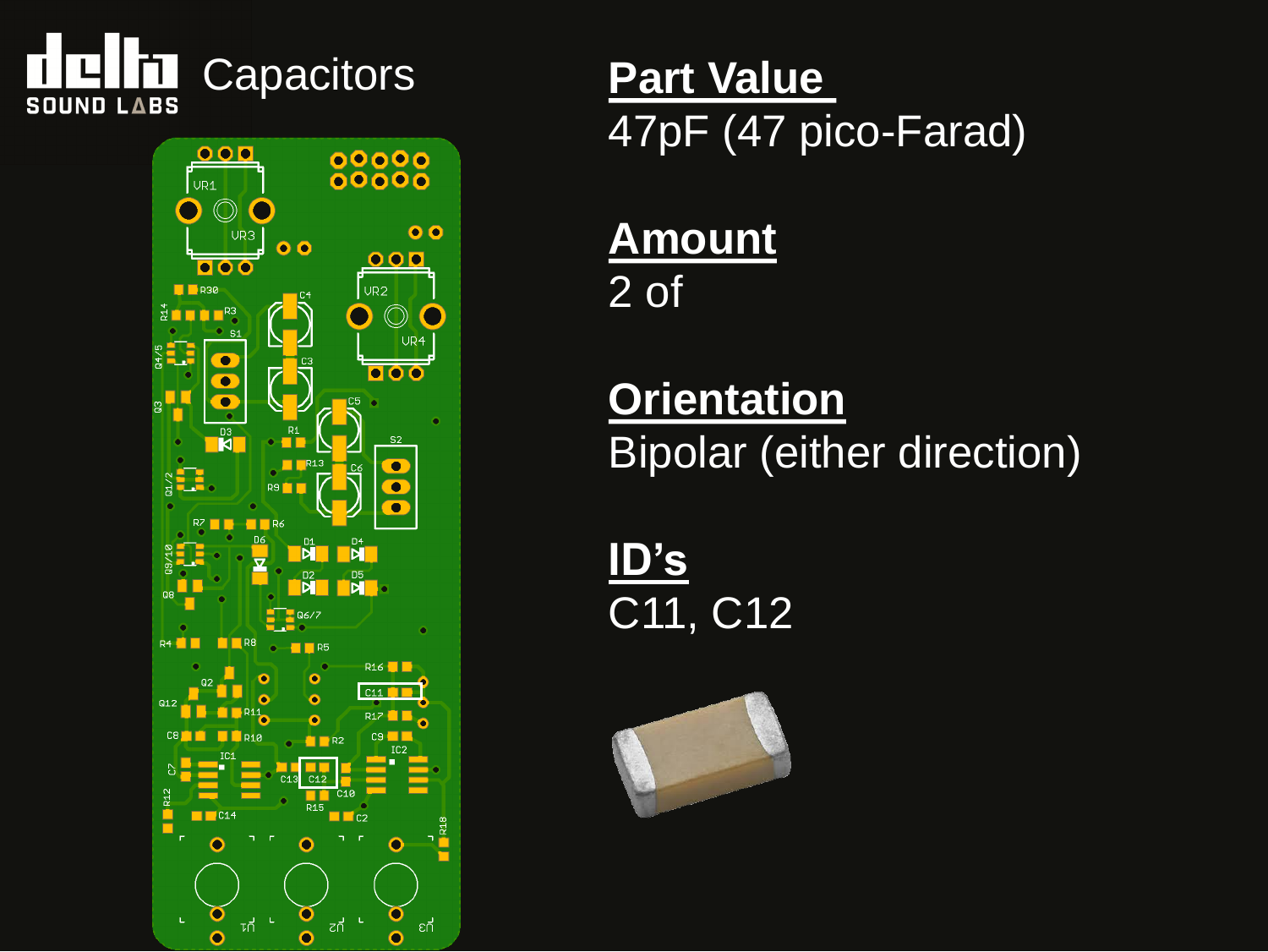# Capacitors

## Part Value

47pF (47 pico-Farad)

## Amount

2 of

## Orientation

Bipolar (either direction)

## ID's

C11, C12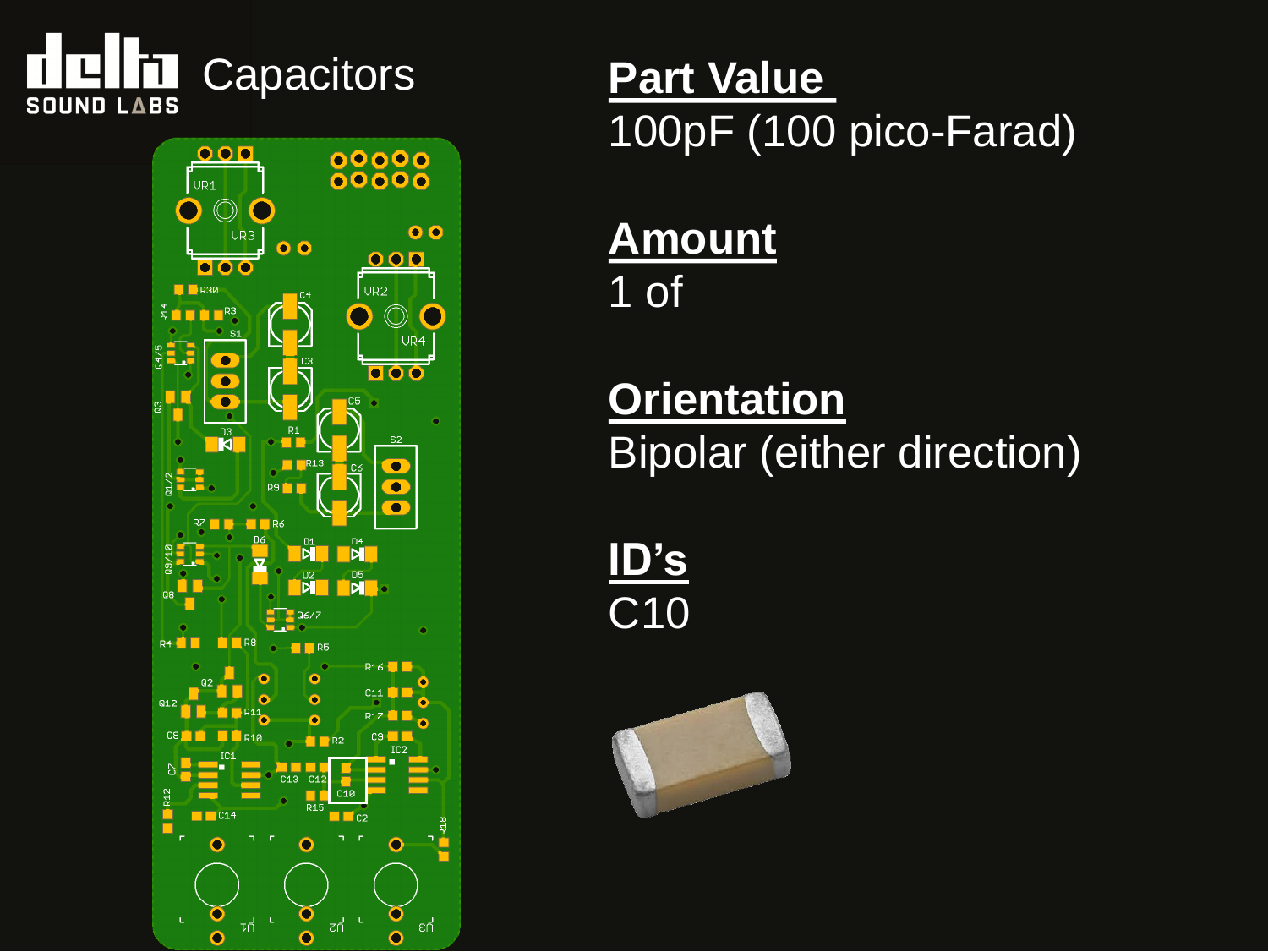# Capacitors

**Part Value**

100pF (100 pico-Farad)

**Amount**

1 of

**Orientation**

Bipolar (either direction)

**ID's**

C10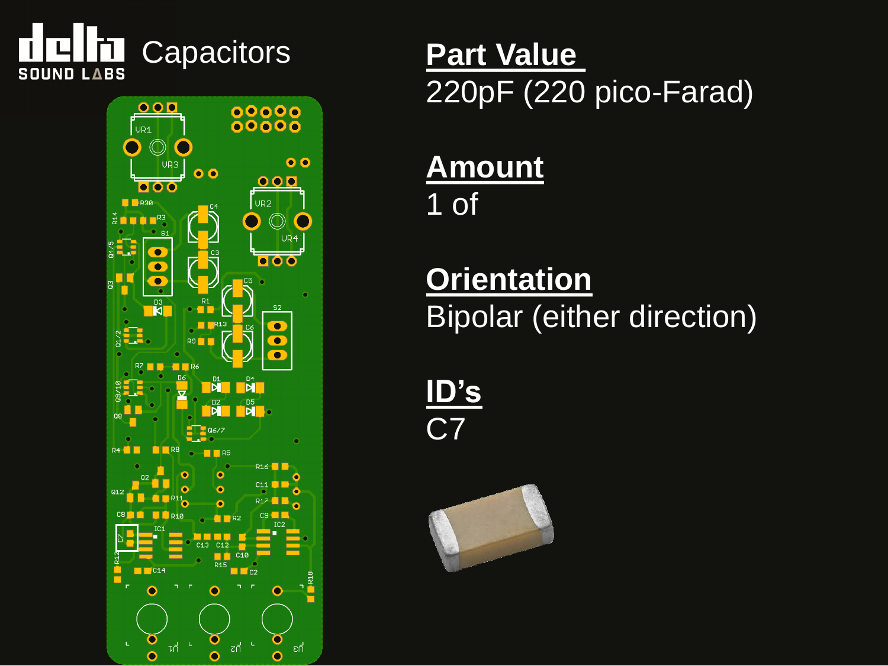# Capacitors

## Part Value
220pF (220 pico-Farad)

## Amount
1 of

## Orientation
Bipolar (either direction)

## ID's
C7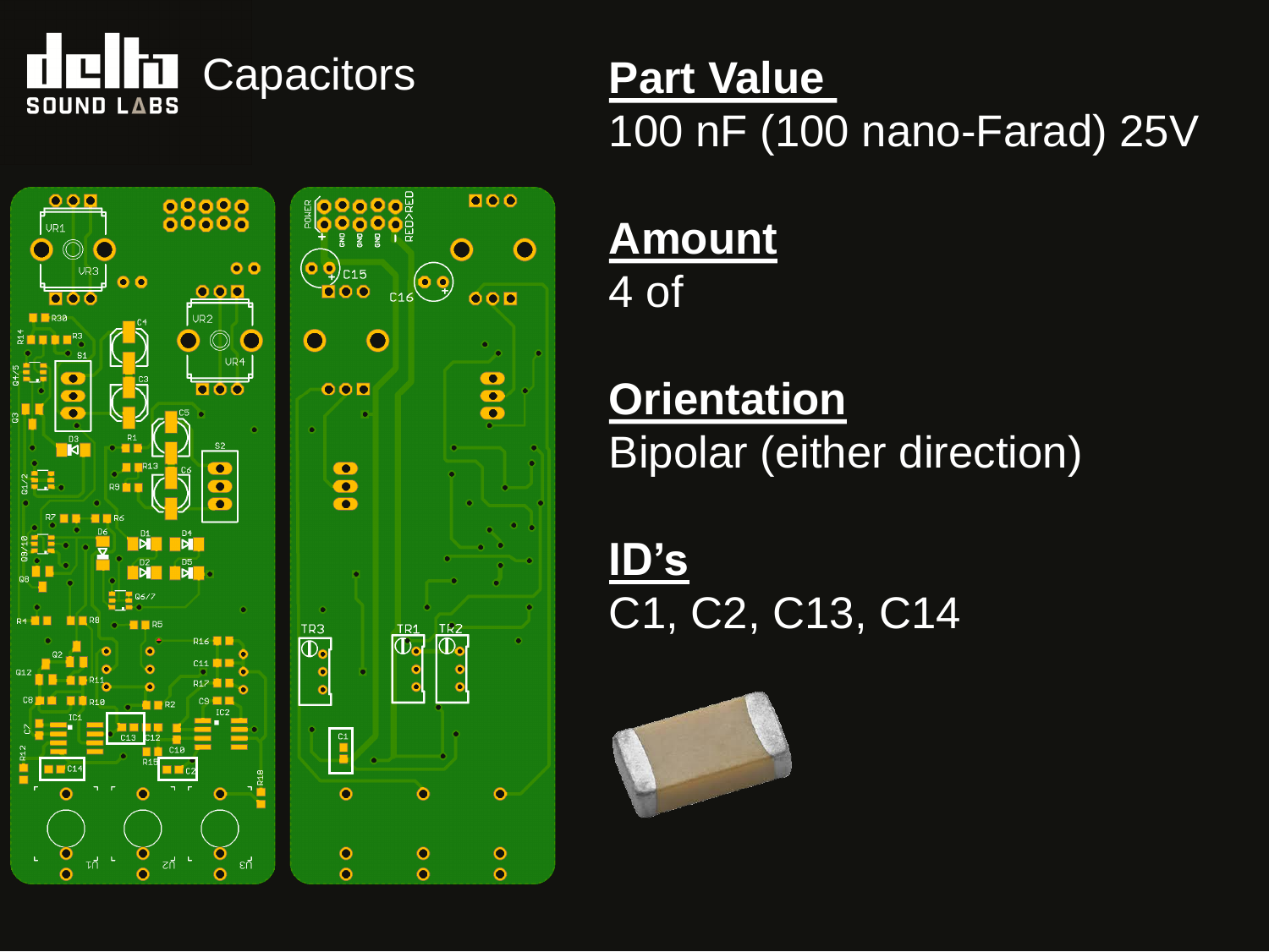# Capacitors

**Part Value**

100 nF (100 nano-Farad) 25V

**Amount**

4 of

**Orientation**

Bipolar (either direction)

**ID's**

C1, C2, C13, C14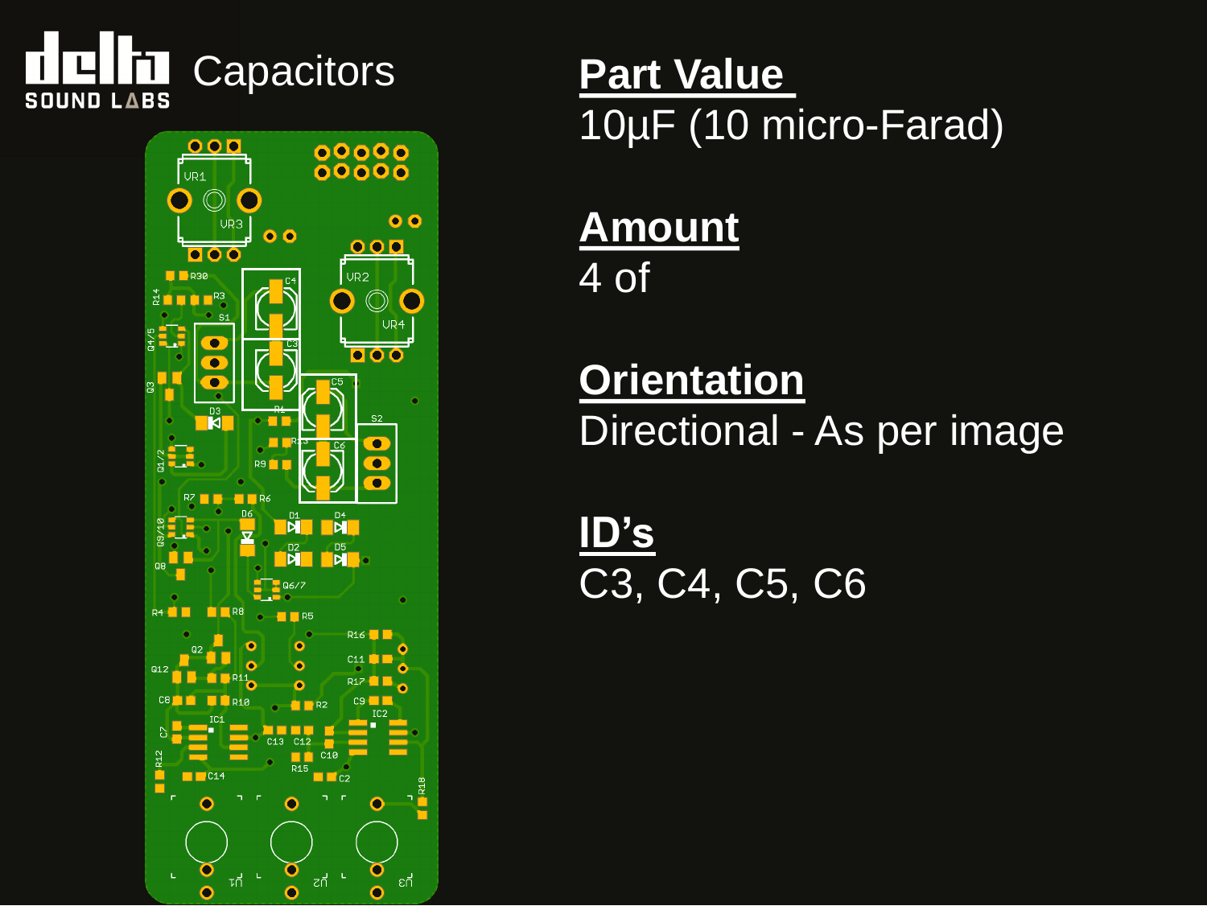# Capacitors

## Part Value

10μF (10 micro-Farad)

## Amount

4 of

## Orientation

Directional - As per image

## ID's

C3, C4, C5, C6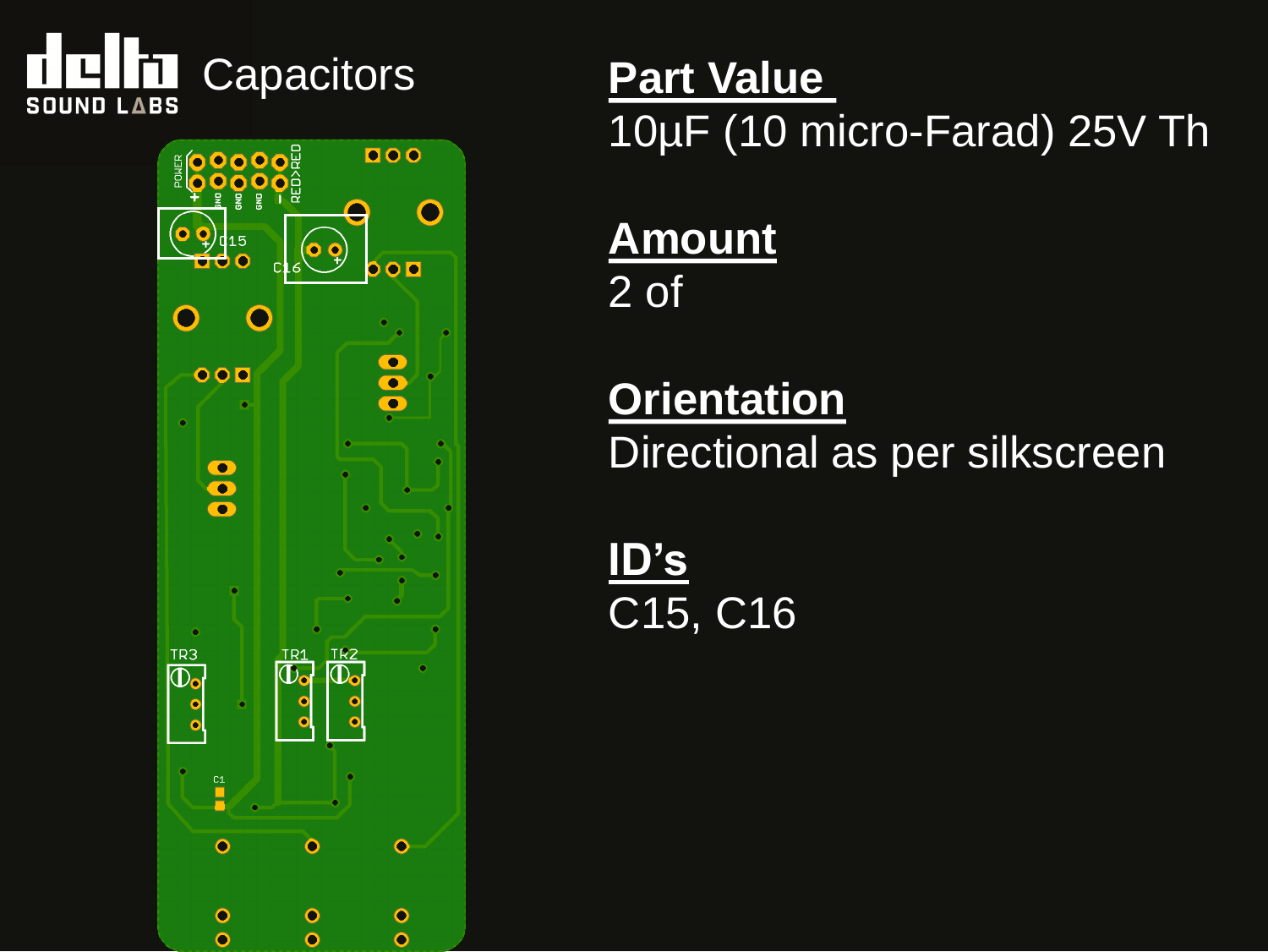# Capacitors

## Part Value

10µF (10 micro-Farad) 25V Th

## Amount

2 of

## Orientation

Directional as per silkscreen

## ID's

C15, C16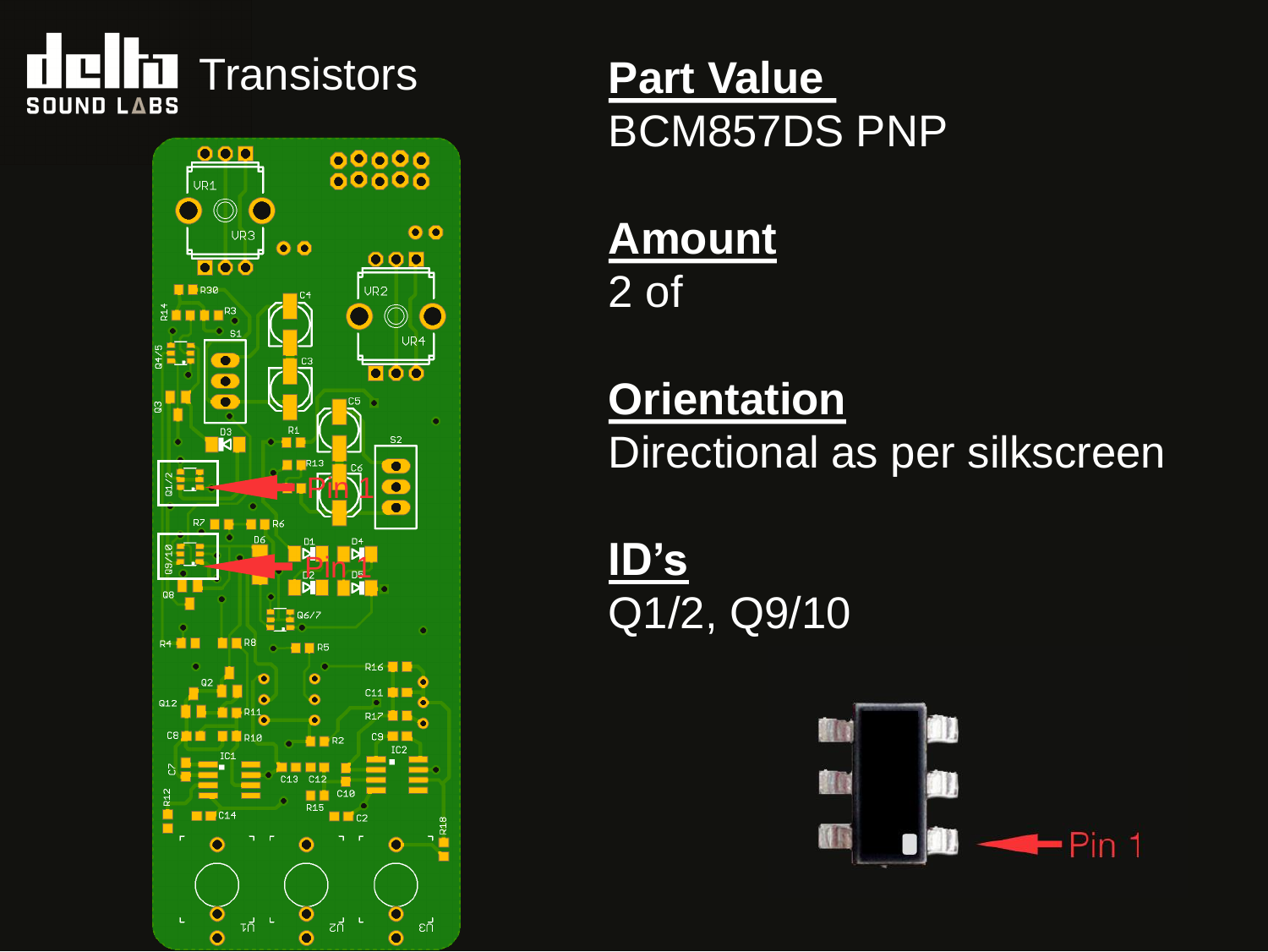# Transistors

**Part Value**
BCM857DS PNP

**Amount**
2 of

**Orientation**
Directional as per silkscreen

**ID's**
Q1/2, Q9/10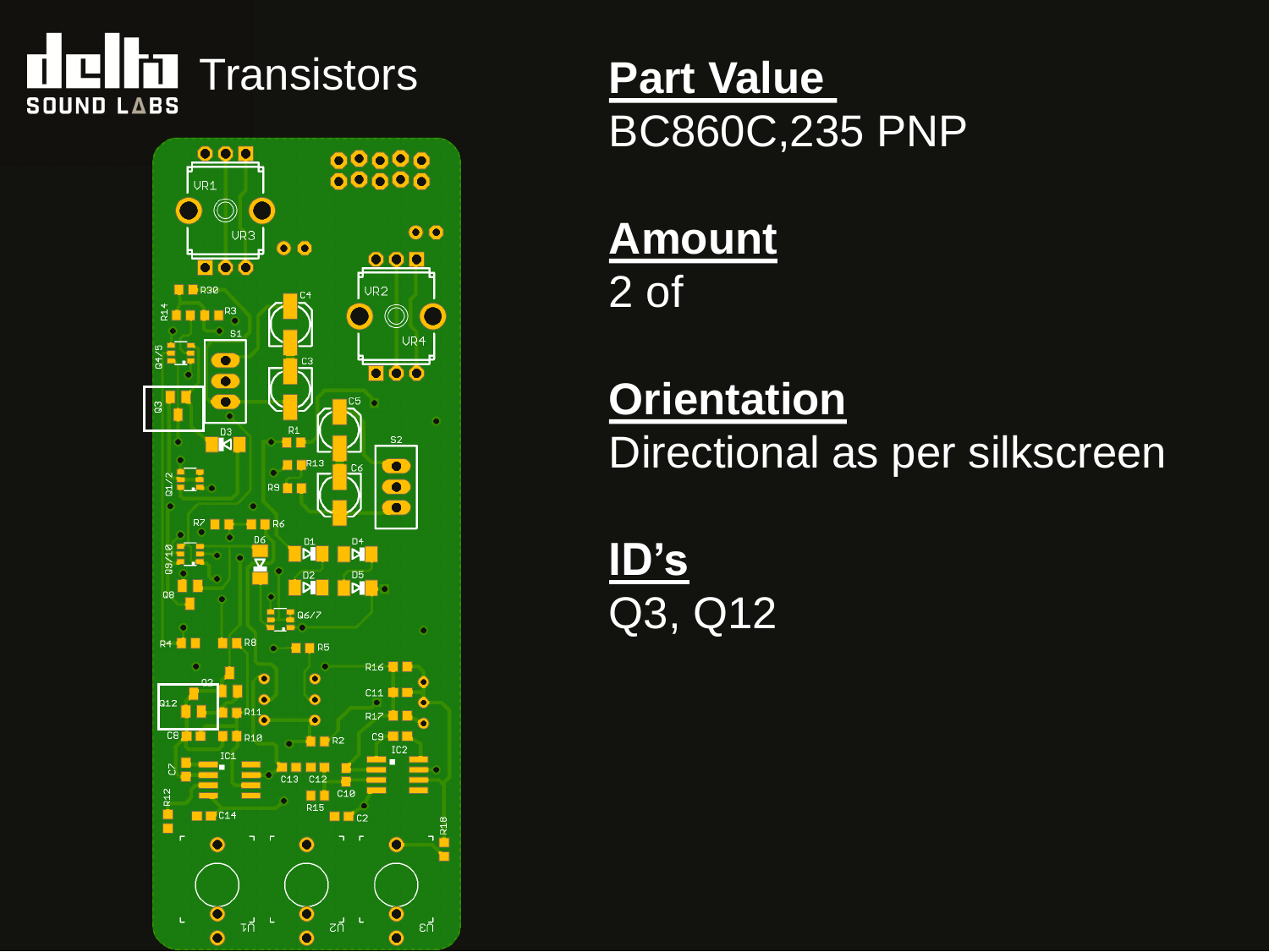# Transistors

**Part Value**

BC860C,235 PNP

**Amount**

2 of

**Orientation**

Directional as per silkscreen

**ID's**

Q3, Q12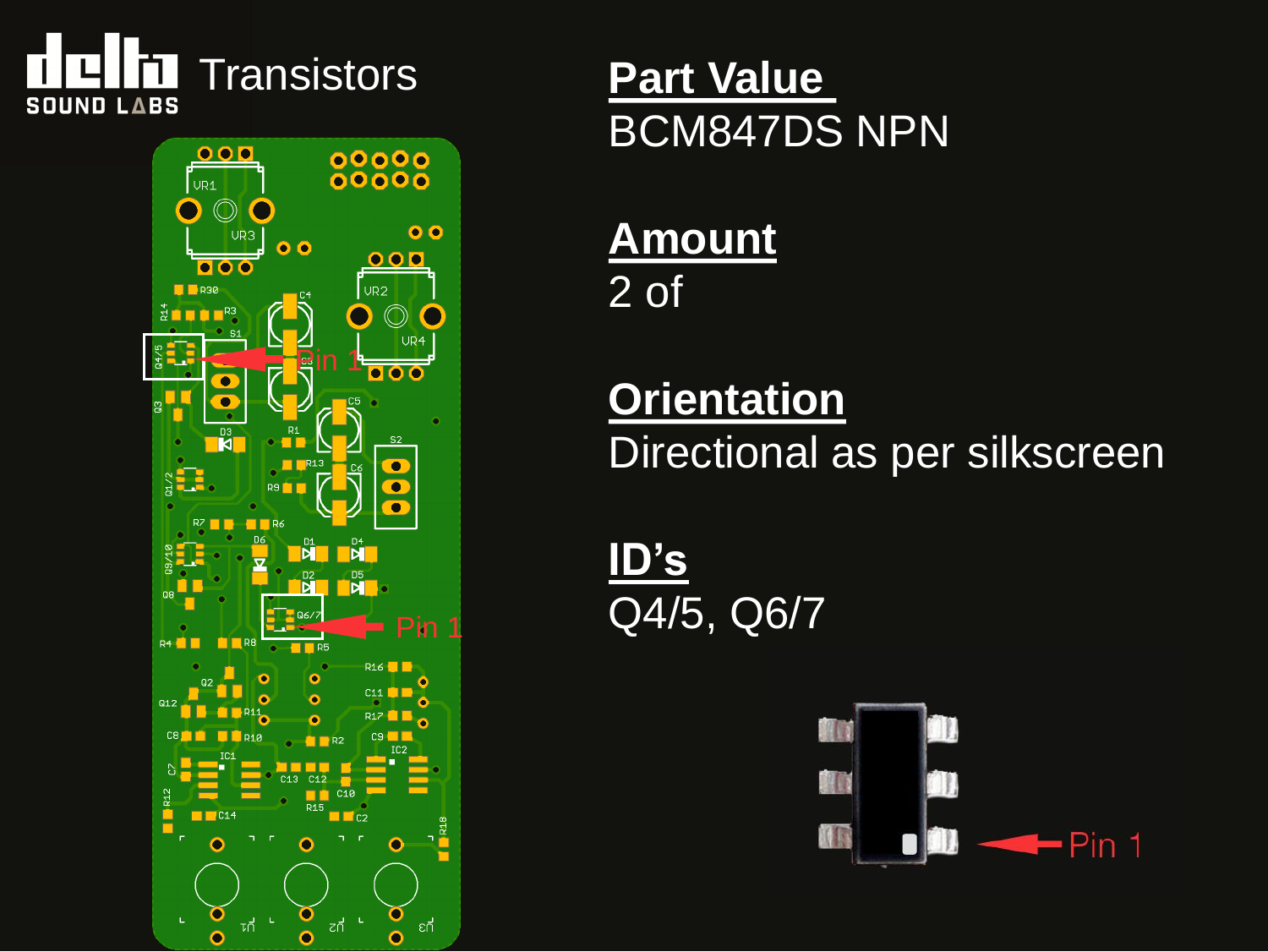# Transistors

**Part Value**
BCM847DS NPN

**Amount**
2 of

**Orientation**
Directional as per silkscreen

**ID's**
Q4/5, Q6/7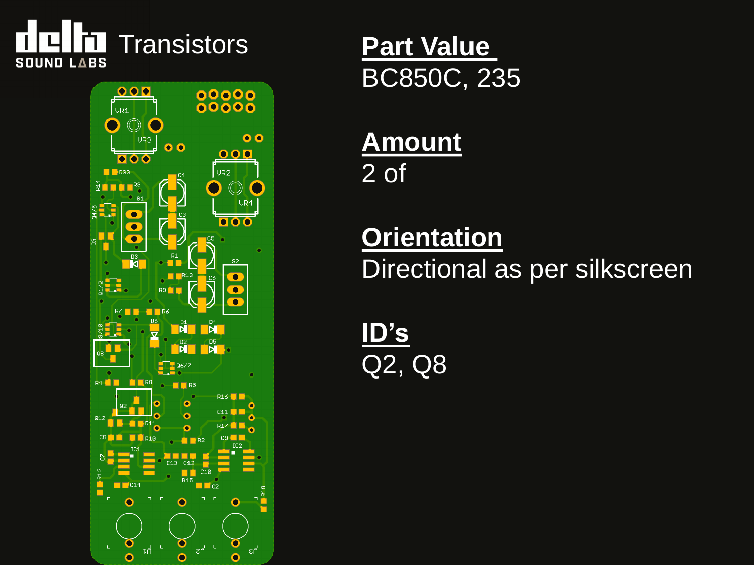# Transistors

**Part Value**

BC850C, 235

**Amount**

2 of

**Orientation**

Directional as per silkscreen

**ID's**

Q2, Q8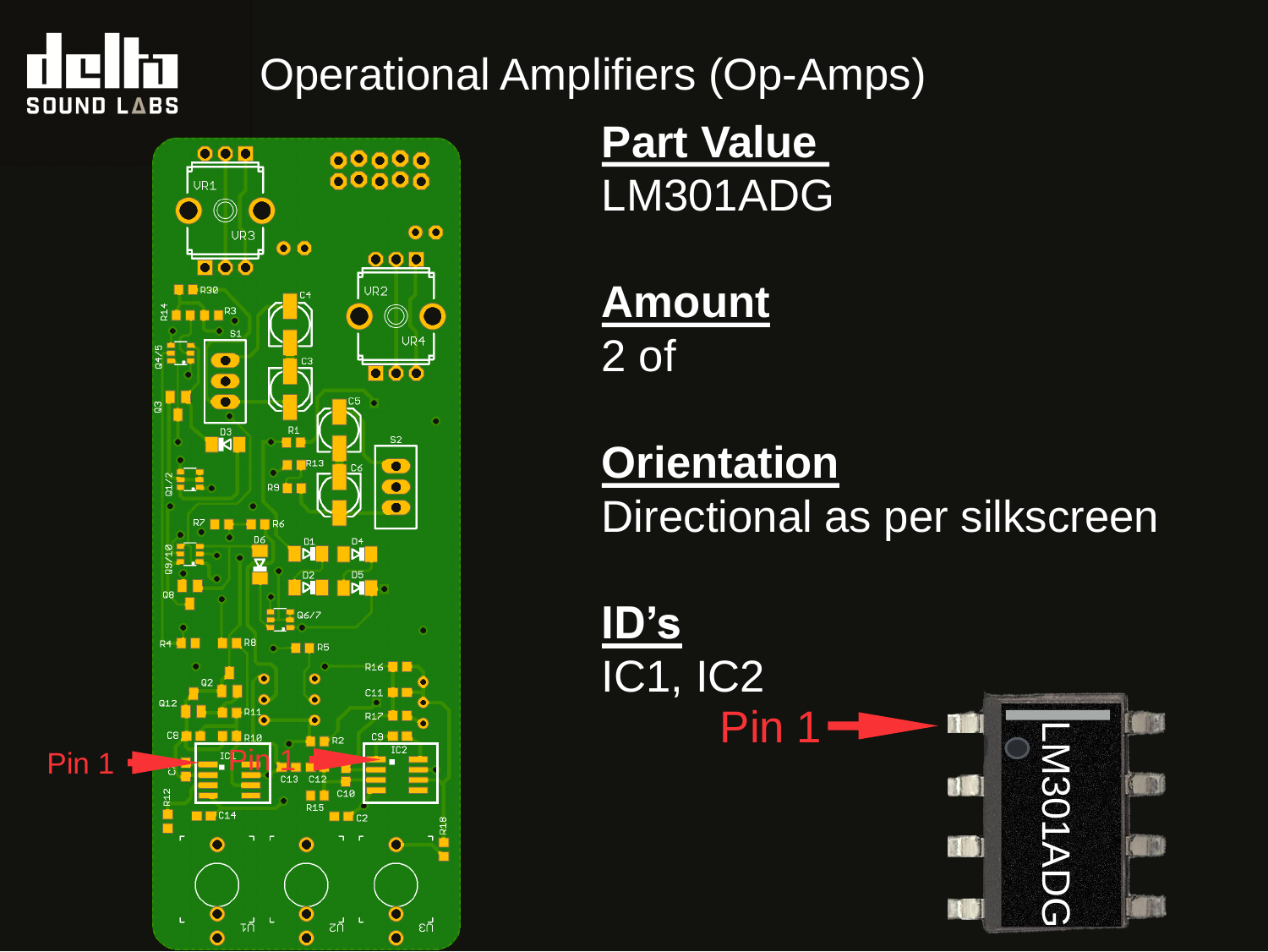# Operational Amplifiers (Op-Amps)

**Part Value**

LM301ADG

**Amount**

2 of

**Orientation**

Directional as per silkscreen

**ID's**

IC1, IC2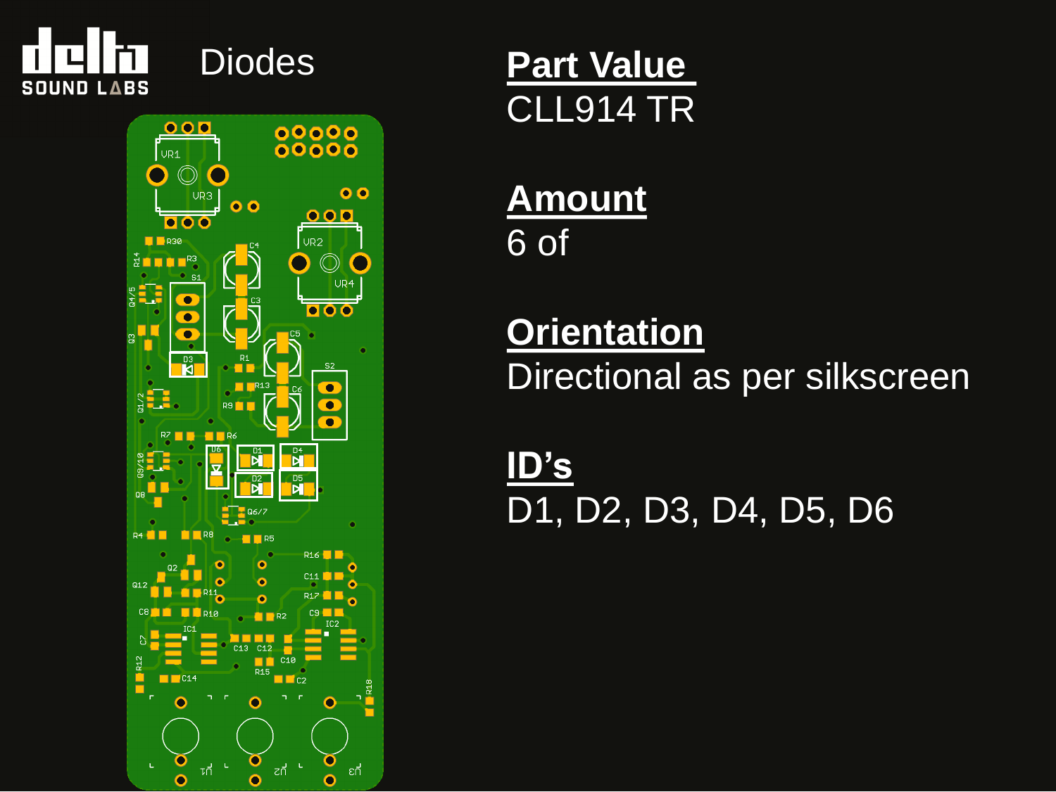# Diodes

**Part Value**
CLL914 TR

**Amount**
6 of

**Orientation**
Directional as per silkscreen

**ID's**
D1, D2, D3, D4, D5, D6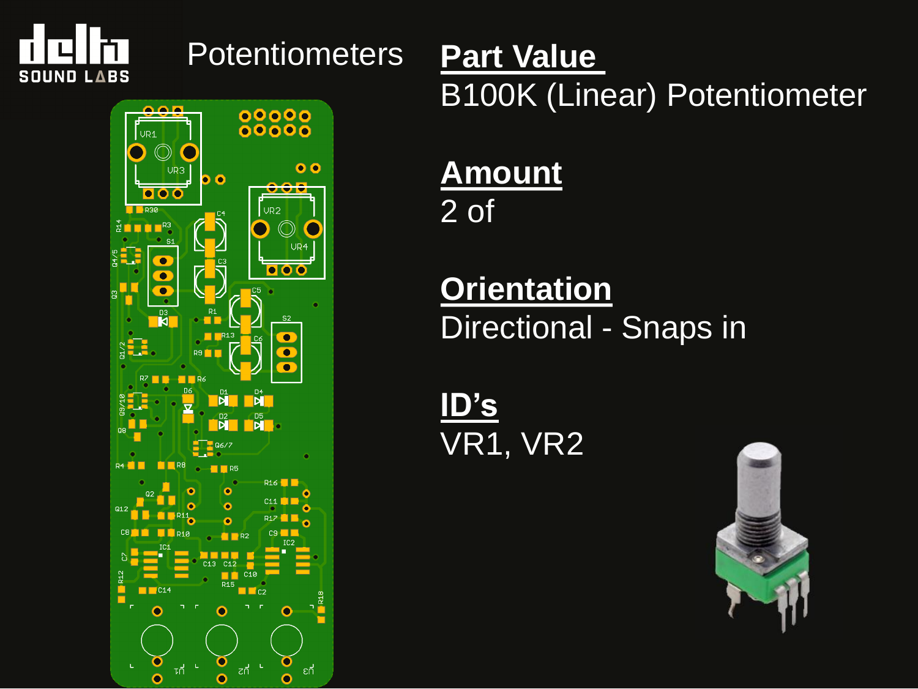# Potentiometers

## Part Value

B100K (Linear) Potentiometer

## Amount

2 of

## Orientation

Directional - Snaps in

## ID's

VR1, VR2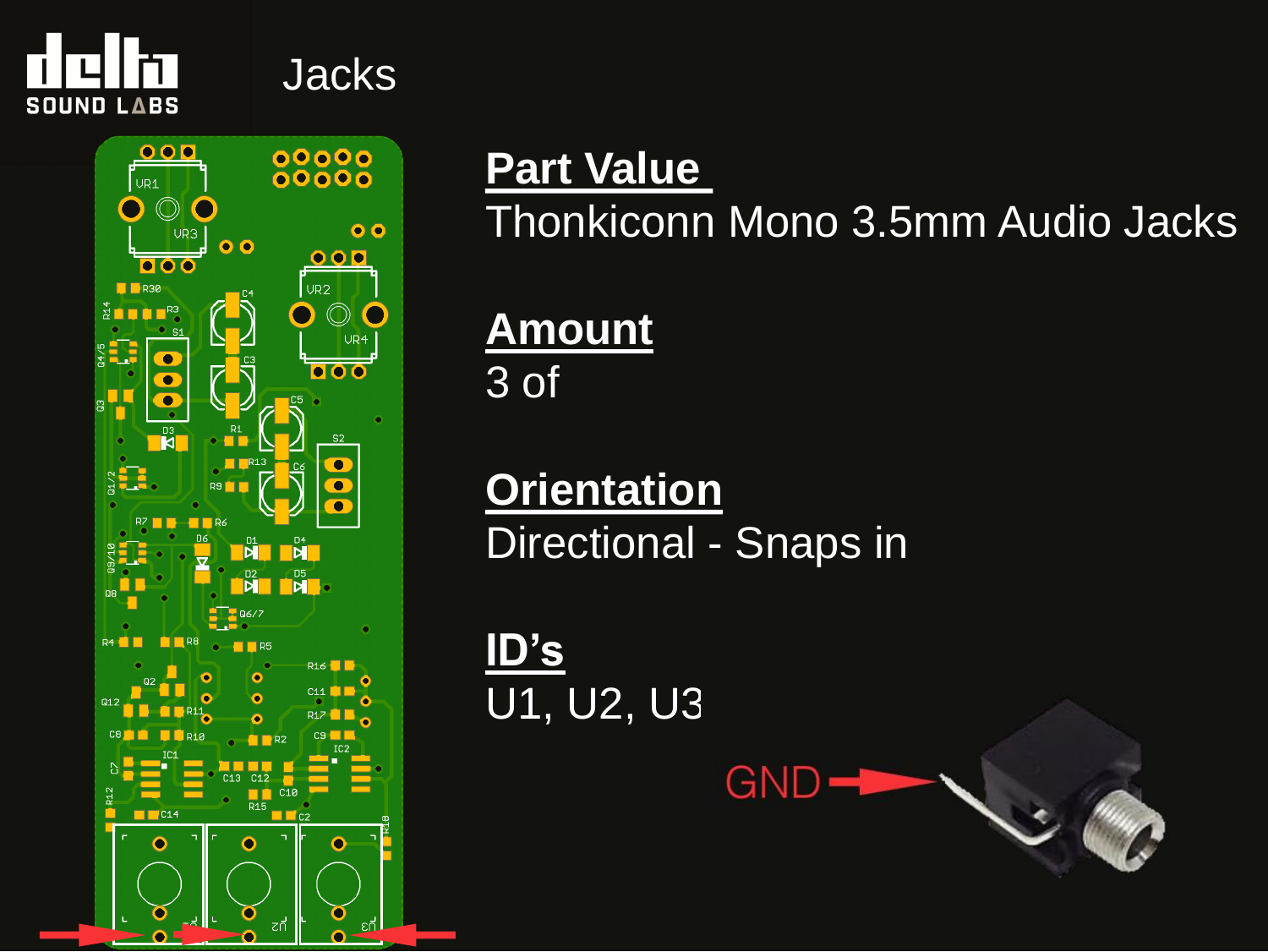# Jacks

**Part Value**
Thonkiconn Mono 3.5mm Audio Jacks

**Amount**
3 of

**Orientation**
Directional - Snaps in

**ID's**
U1, U2, U3

GND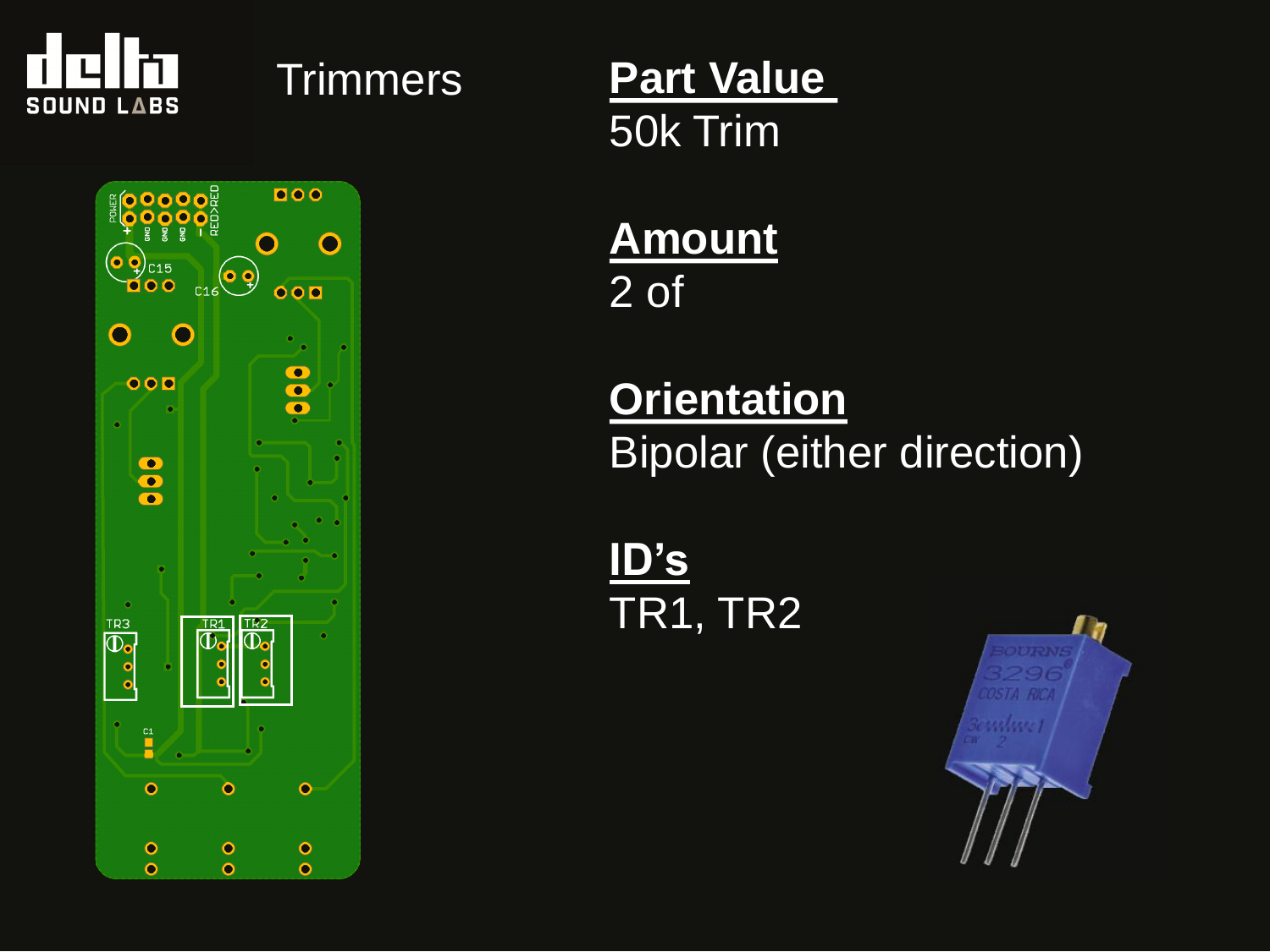# Trimmers

**Part Value**
50k Trim

**Amount**
2 of

**Orientation**
Bipolar (either direction)

**ID's**
TR1, TR2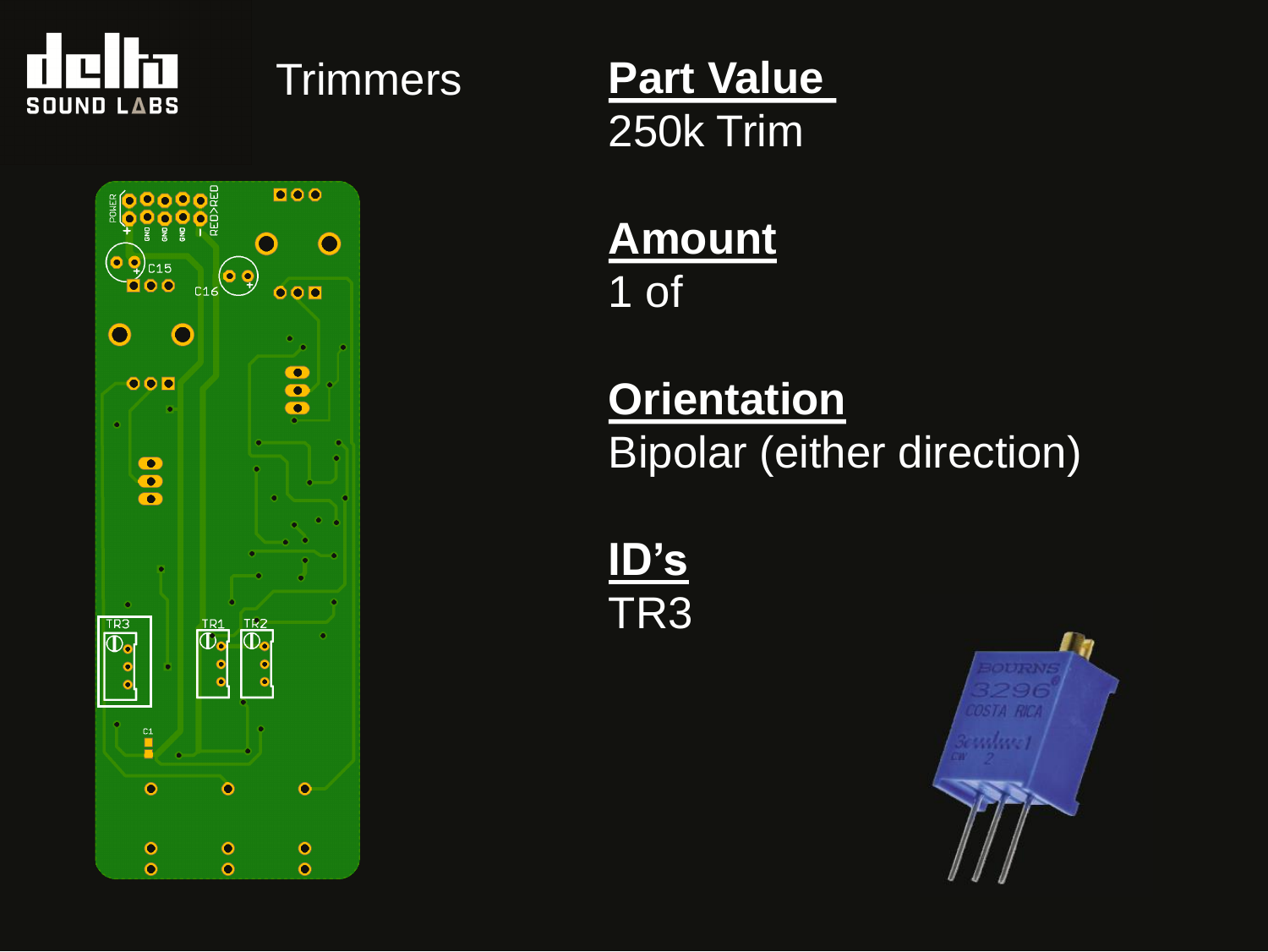# Trimmers

**Part Value**
250k Trim

**Amount**
1 of

**Orientation**
Bipolar (either direction)

**ID's**
TR3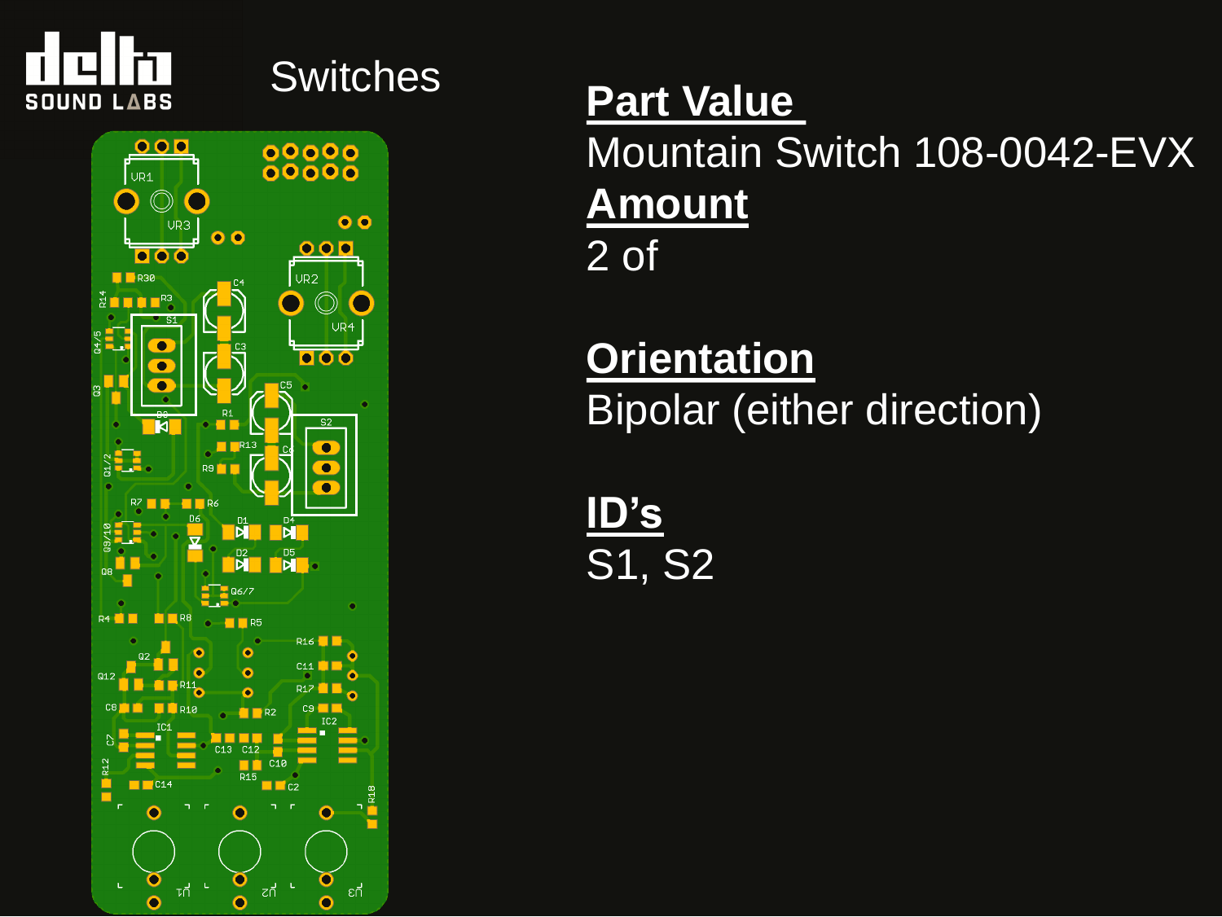# Switches

**Part Value**

Mountain Switch 108-0042-EVX

**Amount**

2 of

**Orientation**

Bipolar (either direction)

**ID's**

S1, S2